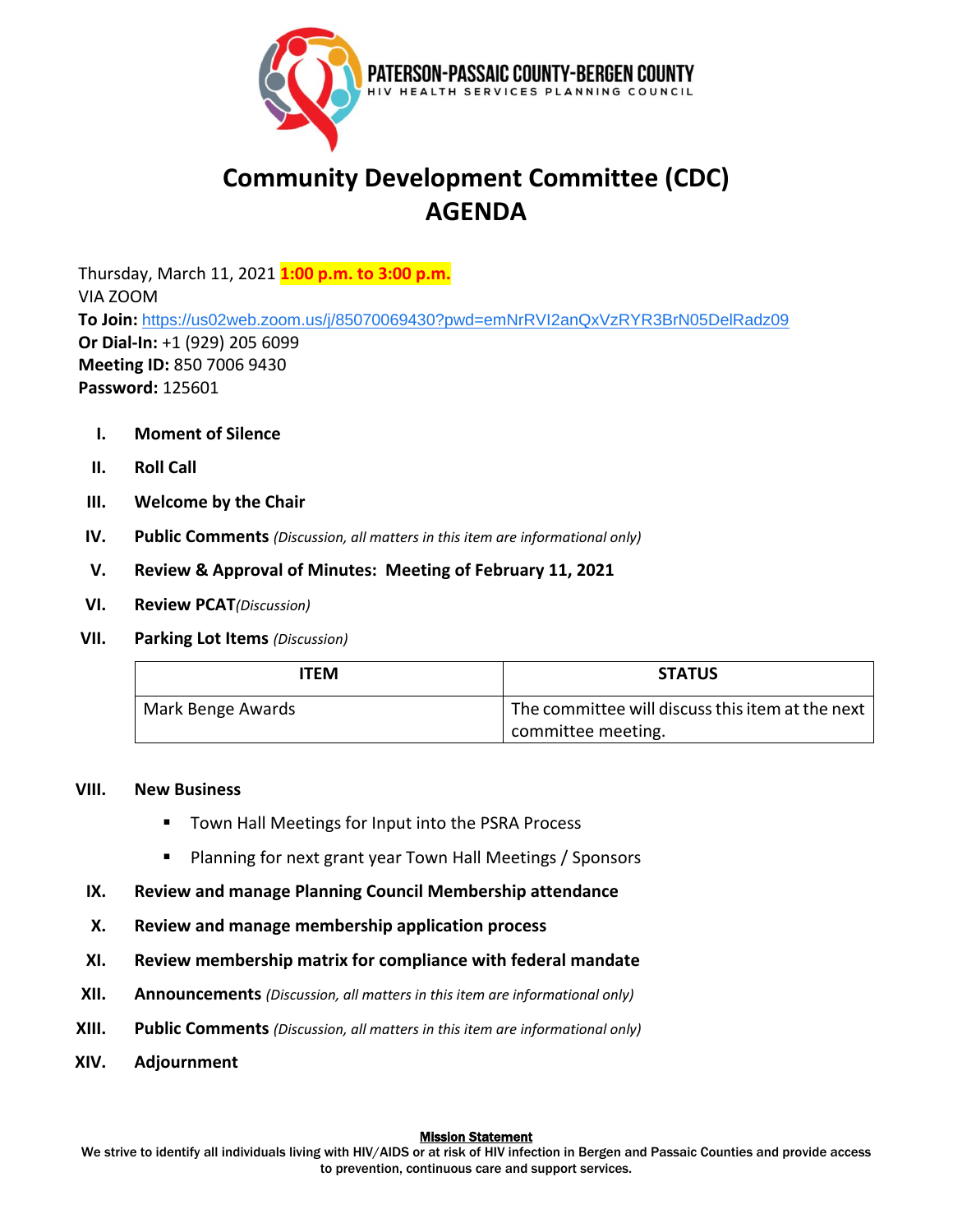PATERSON-PASSAIC COUNTY-BERGEN COUNTY
HIV HEALTH SERVICES PLANNING COUNCIL

# Community Development Committee (CDC)
# AGENDA

Thursday, March 11, 2021 **1:00 p.m. to 3:00 p.m.**
VIA ZOOM
**To Join:** https://us02web.zoom.us/j/85070069430?pwd=emNrRVI2anQxVzRYR3BrN05DelRadz09
**Or Dial-In:** +1 (929) 205 6099
**Meeting ID:** 850 7006 9430
**Password:** 125601

I. **Moment of Silence**

II. **Roll Call**

III. **Welcome by the Chair**

IV. **Public Comments** *(Discussion, all matters in this item are informational only)*

V. **Review & Approval of Minutes: Meeting of February 11, 2021**

VI. **Review PCAT** *(Discussion)*

VII. **Parking Lot Items** *(Discussion)*

| ITEM | STATUS |
|---|---|
| Mark Benge Awards | The committee will discuss this item at the next committee meeting. |

VIII. **New Business**

- Town Hall Meetings for Input into the PSRA Process
- Planning for next grant year Town Hall Meetings / Sponsors

IX. **Review and manage Planning Council Membership attendance**

X. **Review and manage membership application process**

XI. **Review membership matrix for compliance with federal mandate**

XII. **Announcements** *(Discussion, all matters in this item are informational only)*

XIII. **Public Comments** *(Discussion, all matters in this item are informational only)*

XIV. **Adjournment**

**Mission Statement**
We strive to identify all individuals living with HIV/AIDS or at risk of HIV infection in Bergen and Passaic Counties and provide access to prevention, continuous care and support services.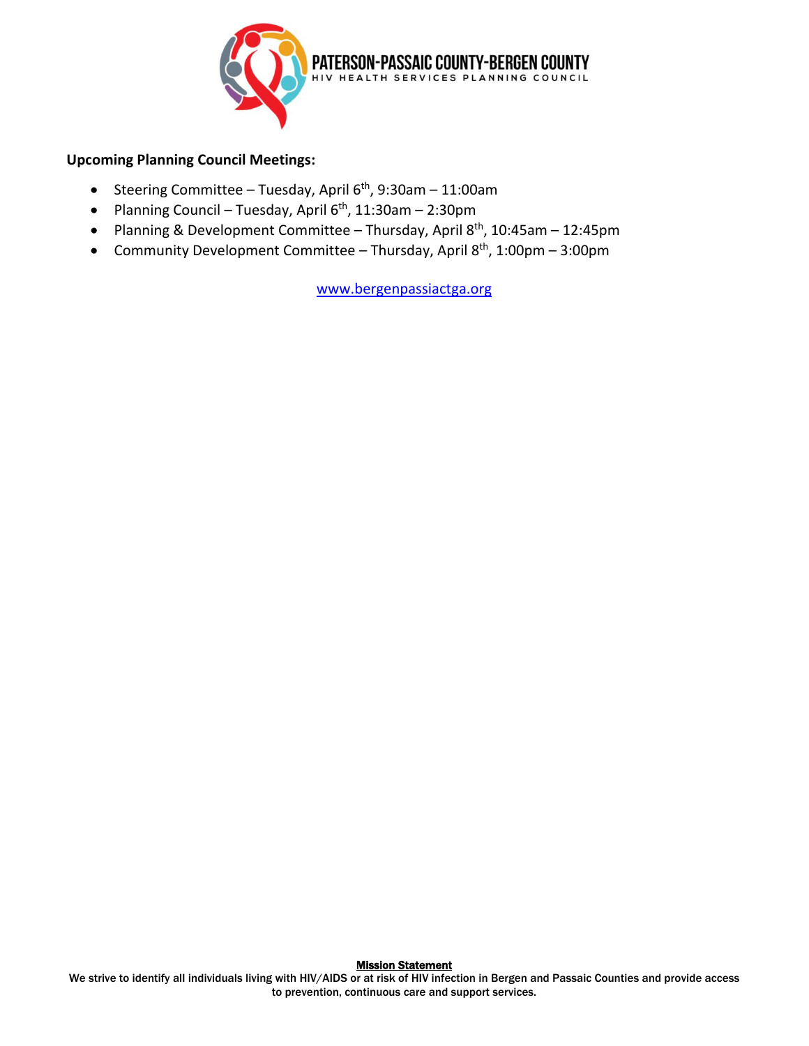PATERSON-PASSAIC COUNTY-BERGEN COUNTY
HIV HEALTH SERVICES PLANNING COUNCIL

**Upcoming Planning Council Meetings:**

- Steering Committee – Tuesday, April 6th, 9:30am – 11:00am
- Planning Council – Tuesday, April 6th, 11:30am – 2:30pm
- Planning & Development Committee – Thursday, April 8th, 10:45am – 12:45pm
- Community Development Committee – Thursday, April 8th, 1:00pm – 3:00pm

www.bergenpassiactga.org

**Mission Statement**

We strive to identify all individuals living with HIV/AIDS or at risk of HIV infection in Bergen and Passaic Counties and provide access to prevention, continuous care and support services.